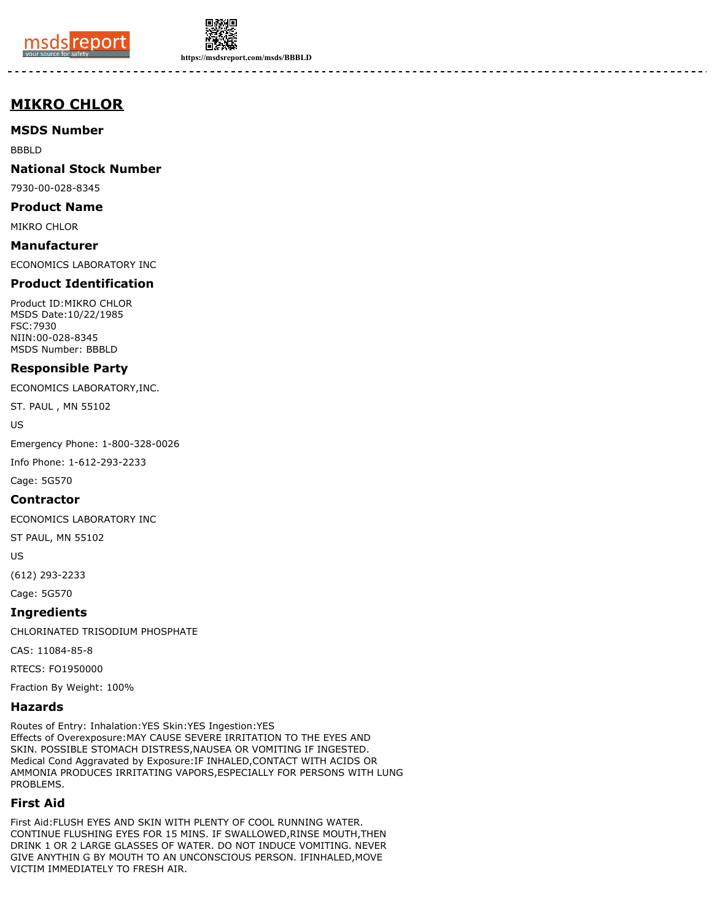# MIKRO CHLOR

## MSDS Number

BBBLD

## National Stock Number

7930-00-028-8345

## Product Name

MIKRO CHLOR

## Manufacturer

ECONOMICS LABORATORY INC

## Product Identification

Product ID:MIKRO CHLOR
MSDS Date:10/22/1985
FSC:7930
NIIN:00-028-8345
MSDS Number: BBBLD

## Responsible Party

ECONOMICS LABORATORY,INC.

ST. PAUL , MN 55102

US

Emergency Phone: 1-800-328-0026

Info Phone: 1-612-293-2233

Cage: 5G570

## Contractor

ECONOMICS LABORATORY INC

ST PAUL, MN 55102

US

(612) 293-2233

Cage: 5G570

## Ingredients

CHLORINATED TRISODIUM PHOSPHATE

CAS: 11084-85-8

RTECS: FO1950000

Fraction By Weight: 100%

## Hazards

Routes of Entry: Inhalation:YES Skin:YES Ingestion:YES
Effects of Overexposure:MAY CAUSE SEVERE IRRITATION TO THE EYES AND SKIN. POSSIBLE STOMACH DISTRESS,NAUSEA OR VOMITING IF INGESTED.
Medical Cond Aggravated by Exposure:IF INHALED,CONTACT WITH ACIDS OR AMMONIA PRODUCES IRRITATING VAPORS,ESPECIALLY FOR PERSONS WITH LUNG PROBLEMS.

## First Aid

First Aid:FLUSH EYES AND SKIN WITH PLENTY OF COOL RUNNING WATER. CONTINUE FLUSHING EYES FOR 15 MINS. IF SWALLOWED,RINSE MOUTH,THEN DRINK 1 OR 2 LARGE GLASSES OF WATER. DO NOT INDUCE VOMITING. NEVER GIVE ANYTHIN G BY MOUTH TO AN UNCONSCIOUS PERSON. IFINHALED,MOVE VICTIM IMMEDIATELY TO FRESH AIR.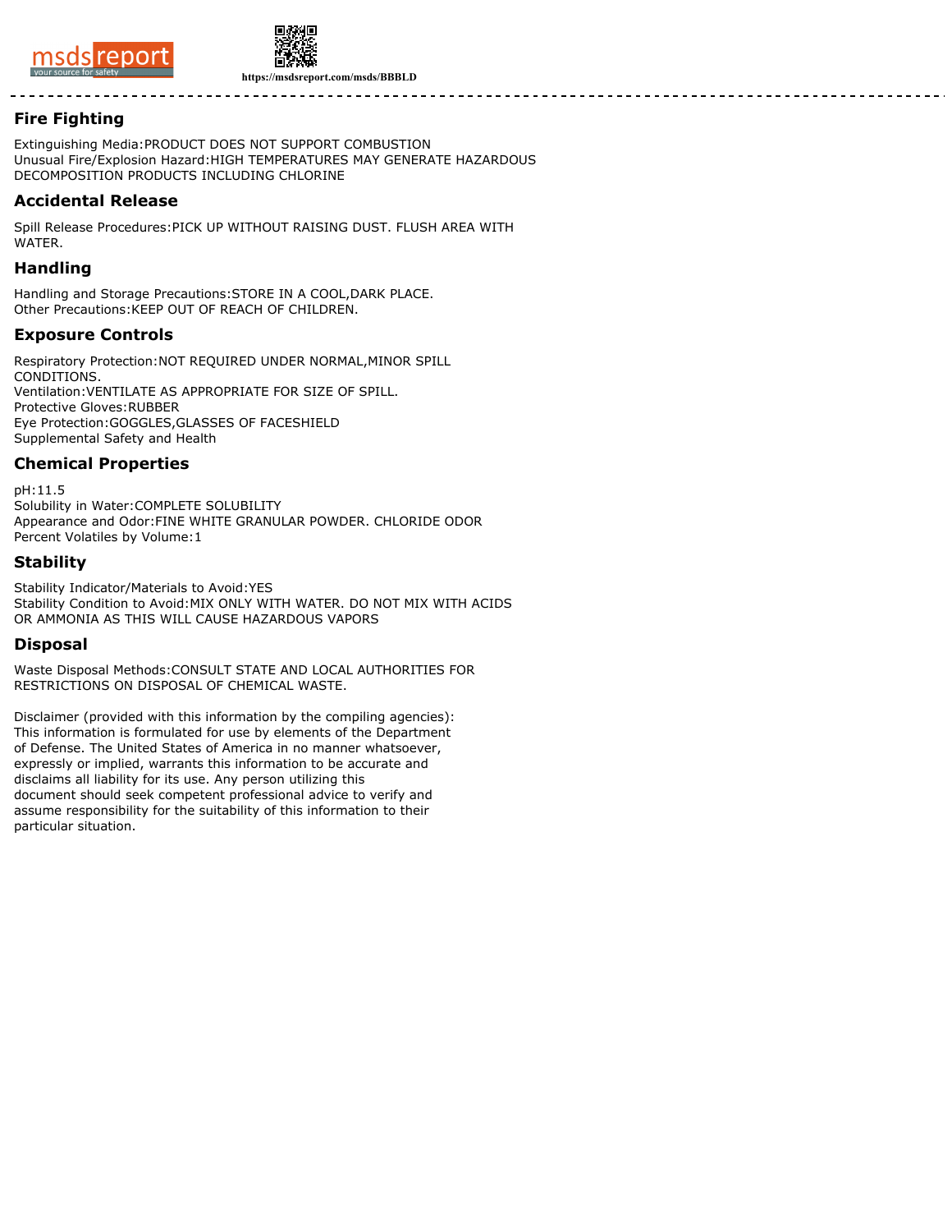## Fire Fighting

Extinguishing Media:PRODUCT DOES NOT SUPPORT COMBUSTION
Unusual Fire/Explosion Hazard:HIGH TEMPERATURES MAY GENERATE HAZARDOUS DECOMPOSITION PRODUCTS INCLUDING CHLORINE

## Accidental Release

Spill Release Procedures:PICK UP WITHOUT RAISING DUST. FLUSH AREA WITH WATER.

## Handling

Handling and Storage Precautions:STORE IN A COOL,DARK PLACE.
Other Precautions:KEEP OUT OF REACH OF CHILDREN.

## Exposure Controls

Respiratory Protection:NOT REQUIRED UNDER NORMAL,MINOR SPILL CONDITIONS.
Ventilation:VENTILATE AS APPROPRIATE FOR SIZE OF SPILL.
Protective Gloves:RUBBER
Eye Protection:GOGGLES,GLASSES OF FACESHIELD
Supplemental Safety and Health

## Chemical Properties

pH:11.5
Solubility in Water:COMPLETE SOLUBILITY
Appearance and Odor:FINE WHITE GRANULAR POWDER. CHLORIDE ODOR
Percent Volatiles by Volume:1

## Stability

Stability Indicator/Materials to Avoid:YES
Stability Condition to Avoid:MIX ONLY WITH WATER. DO NOT MIX WITH ACIDS OR AMMONIA AS THIS WILL CAUSE HAZARDOUS VAPORS

## Disposal

Waste Disposal Methods:CONSULT STATE AND LOCAL AUTHORITIES FOR RESTRICTIONS ON DISPOSAL OF CHEMICAL WASTE.

Disclaimer (provided with this information by the compiling agencies): This information is formulated for use by elements of the Department of Defense. The United States of America in no manner whatsoever, expressly or implied, warrants this information to be accurate and disclaims all liability for its use. Any person utilizing this document should seek competent professional advice to verify and assume responsibility for the suitability of this information to their particular situation.